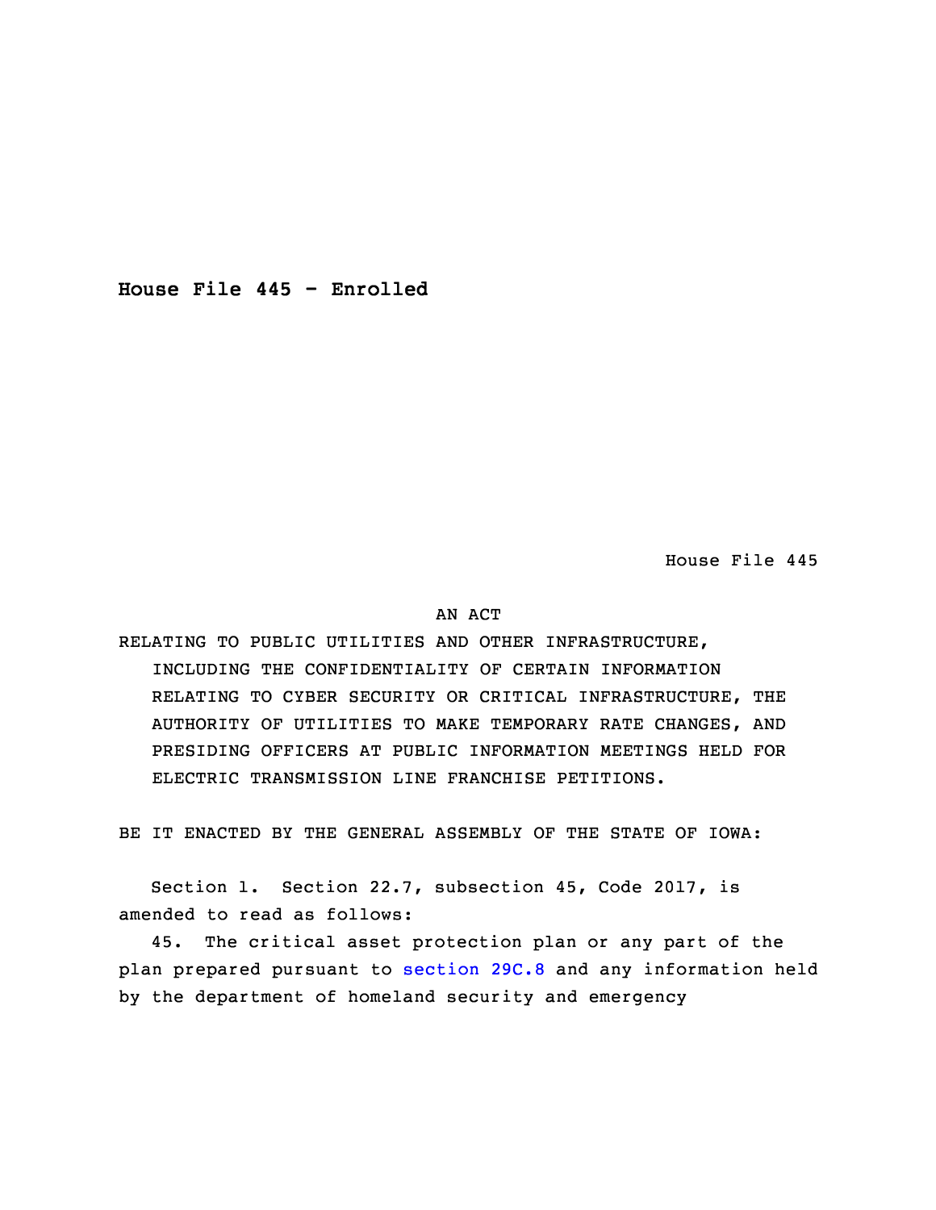**House File 445 - Enrolled**

House File 445

AN ACT

RELATING TO PUBLIC UTILITIES AND OTHER INFRASTRUCTURE, INCLUDING THE CONFIDENTIALITY OF CERTAIN INFORMATION RELATING TO CYBER SECURITY OR CRITICAL INFRASTRUCTURE, THE AUTHORITY OF UTILITIES TO MAKE TEMPORARY RATE CHANGES, AND PRESIDING OFFICERS AT PUBLIC INFORMATION MEETINGS HELD FOR ELECTRIC TRANSMISSION LINE FRANCHISE PETITIONS.

BE IT ENACTED BY THE GENERAL ASSEMBLY OF THE STATE OF IOWA:

Section 1. Section 22.7, subsection 45, Code 2017, is amended to read as follows:

45. The critical asset protection plan or any part of the plan prepared pursuant to section 29C.8 and any information held by the department of homeland security and emergency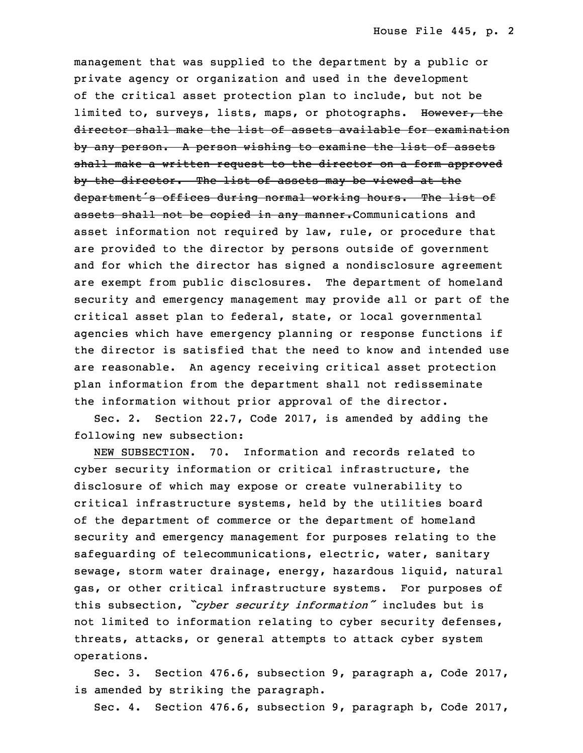management that was supplied to the department by a public or private agency or organization and used in the development of the critical asset protection plan to include, but not be limited to, surveys, lists, maps, or photographs. ~~However, the director shall make the list of assets available for examination by any person. A person wishing to examine the list of assets shall make a written request to the director on a form approved by the director. The list of assets may be viewed at the department's offices during normal working hours. The list of assets shall not be copied in any manner.~~Communications and asset information not required by law, rule, or procedure that are provided to the director by persons outside of government and for which the director has signed a nondisclosure agreement are exempt from public disclosures. The department of homeland security and emergency management may provide all or part of the critical asset plan to federal, state, or local governmental agencies which have emergency planning or response functions if the director is satisfied that the need to know and intended use are reasonable. An agency receiving critical asset protection plan information from the department shall not redisseminate the information without prior approval of the director.

Sec. 2. Section 22.7, Code 2017, is amended by adding the following new subsection:

NEW SUBSECTION. 70. Information and records related to cyber security information or critical infrastructure, the disclosure of which may expose or create vulnerability to critical infrastructure systems, held by the utilities board of the department of commerce or the department of homeland security and emergency management for purposes relating to the safeguarding of telecommunications, electric, water, sanitary sewage, storm water drainage, energy, hazardous liquid, natural gas, or other critical infrastructure systems. For purposes of this subsection, "*cyber security information*" includes but is not limited to information relating to cyber security defenses, threats, attacks, or general attempts to attack cyber system operations.

Sec. 3. Section 476.6, subsection 9, paragraph a, Code 2017, is amended by striking the paragraph.

Sec. 4. Section 476.6, subsection 9, paragraph b, Code 2017,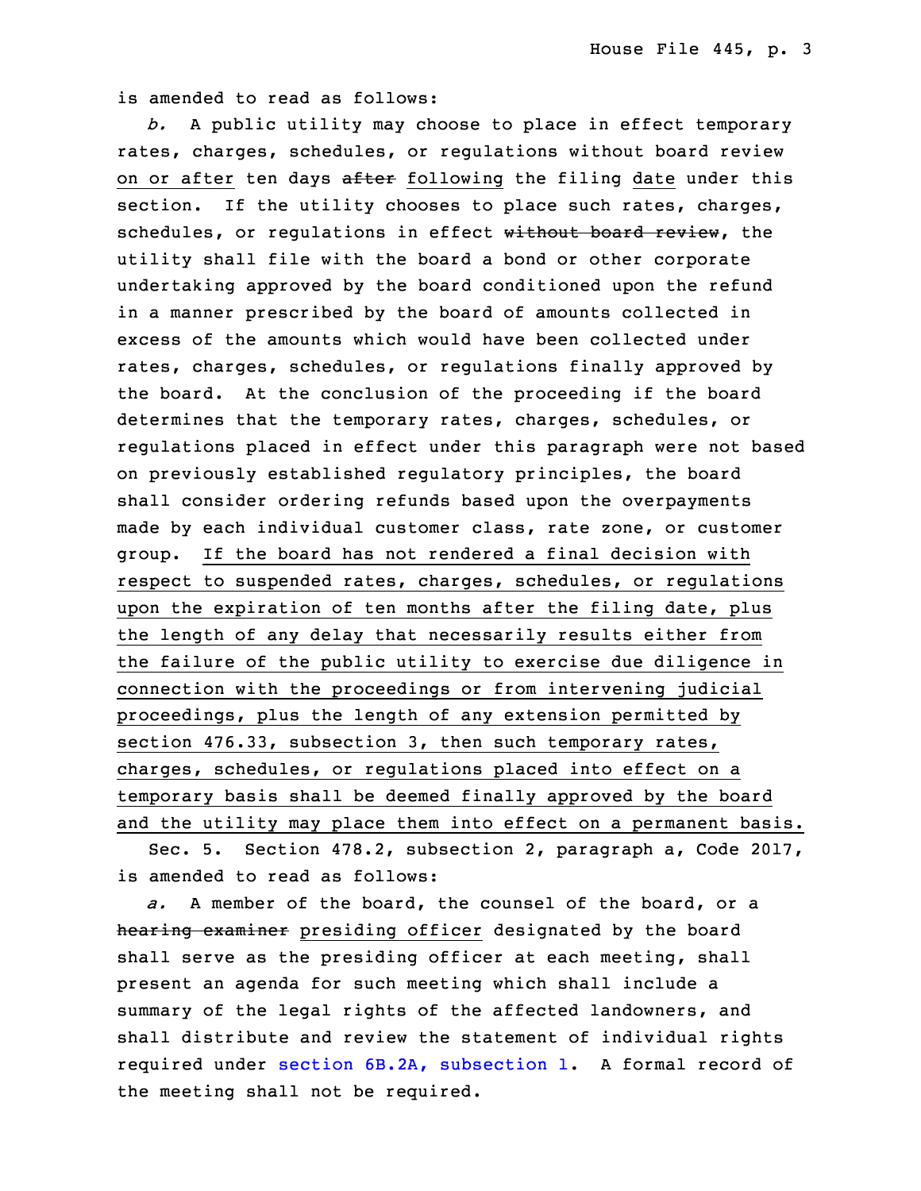is amended to read as follows:

*b.* A public utility may choose to place in effect temporary rates, charges, schedules, or regulations without board review on or after ten days ~~after~~ following the filing date under this section. If the utility chooses to place such rates, charges, schedules, or regulations in effect ~~without board review~~, the utility shall file with the board a bond or other corporate undertaking approved by the board conditioned upon the refund in a manner prescribed by the board of amounts collected in excess of the amounts which would have been collected under rates, charges, schedules, or regulations finally approved by the board. At the conclusion of the proceeding if the board determines that the temporary rates, charges, schedules, or regulations placed in effect under this paragraph were not based on previously established regulatory principles, the board shall consider ordering refunds based upon the overpayments made by each individual customer class, rate zone, or customer group. If the board has not rendered a final decision with respect to suspended rates, charges, schedules, or regulations upon the expiration of ten months after the filing date, plus the length of any delay that necessarily results either from the failure of the public utility to exercise due diligence in connection with the proceedings or from intervening judicial proceedings, plus the length of any extension permitted by section 476.33, subsection 3, then such temporary rates, charges, schedules, or regulations placed into effect on a temporary basis shall be deemed finally approved by the board and the utility may place them into effect on a permanent basis.

Sec. 5. Section 478.2, subsection 2, paragraph a, Code 2017, is amended to read as follows:

*a.* A member of the board, the counsel of the board, or a ~~hearing examiner~~ presiding officer designated by the board shall serve as the presiding officer at each meeting, shall present an agenda for such meeting which shall include a summary of the legal rights of the affected landowners, and shall distribute and review the statement of individual rights required under section 6B.2A, subsection 1. A formal record of the meeting shall not be required.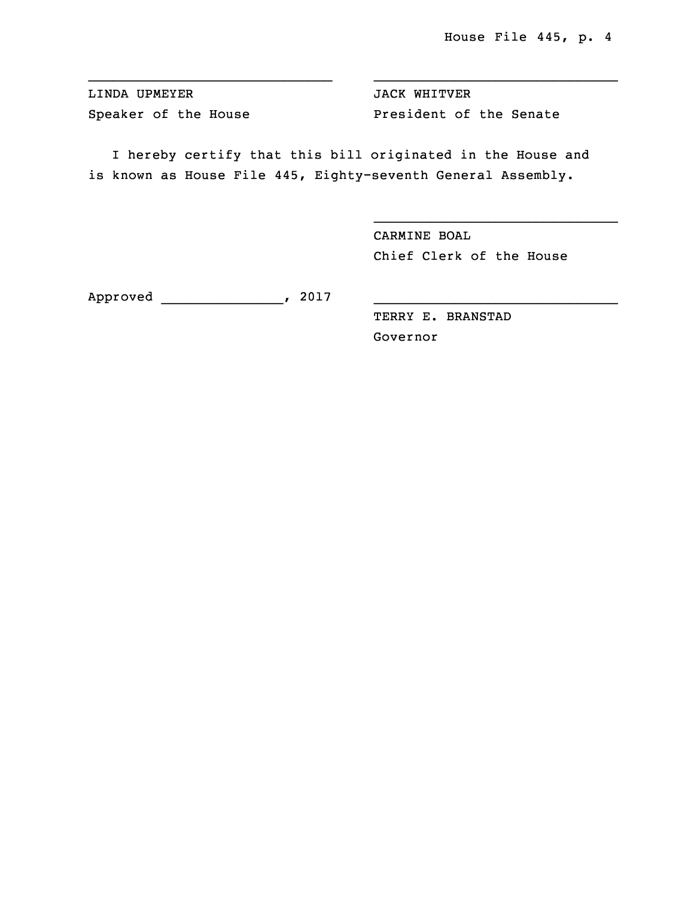______________________________
LINDA UPMEYER
Speaker of the House

______________________________
JACK WHITVER
President of the Senate

I hereby certify that this bill originated in the House and is known as House File 445, Eighty-seventh General Assembly.

______________________________
CARMINE BOAL
Chief Clerk of the House

Approved _______________, 2017

______________________________
TERRY E. BRANSTAD
Governor